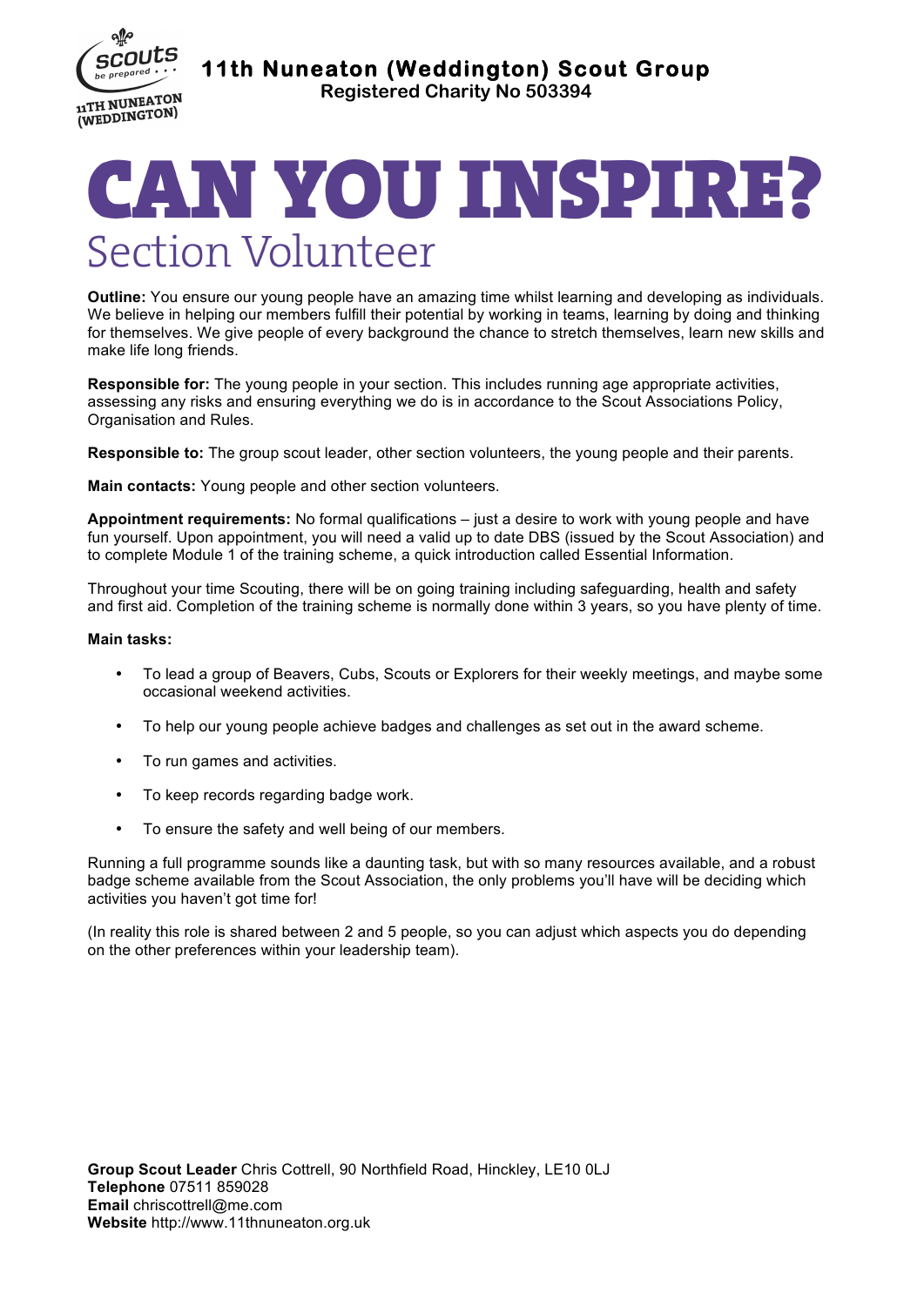**11th Nuneaton (Weddington) Scout Group**
**Registered Charity No 503394**

# CAN YOU INSPIRE?

## Section Volunteer

**Outline:** You ensure our young people have an amazing time whilst learning and developing as individuals. We believe in helping our members fulfill their potential by working in teams, learning by doing and thinking for themselves. We give people of every background the chance to stretch themselves, learn new skills and make life long friends.

**Responsible for:** The young people in your section. This includes running age appropriate activities, assessing any risks and ensuring everything we do is in accordance to the Scout Associations Policy, Organisation and Rules.

**Responsible to:** The group scout leader, other section volunteers, the young people and their parents.

**Main contacts:** Young people and other section volunteers.

**Appointment requirements:** No formal qualifications – just a desire to work with young people and have fun yourself. Upon appointment, you will need a valid up to date DBS (issued by the Scout Association) and to complete Module 1 of the training scheme, a quick introduction called Essential Information.

Throughout your time Scouting, there will be on going training including safeguarding, health and safety and first aid. Completion of the training scheme is normally done within 3 years, so you have plenty of time.

**Main tasks:**

- To lead a group of Beavers, Cubs, Scouts or Explorers for their weekly meetings, and maybe some occasional weekend activities.
- To help our young people achieve badges and challenges as set out in the award scheme.
- To run games and activities.
- To keep records regarding badge work.
- To ensure the safety and well being of our members.

Running a full programme sounds like a daunting task, but with so many resources available, and a robust badge scheme available from the Scout Association, the only problems you'll have will be deciding which activities you haven't got time for!

(In reality this role is shared between 2 and 5 people, so you can adjust which aspects you do depending on the other preferences within your leadership team).

**Group Scout Leader** Chris Cottrell, 90 Northfield Road, Hinckley, LE10 0LJ
**Telephone** 07511 859028
**Email** chriscottrell@me.com
**Website** http://www.11thnuneaton.org.uk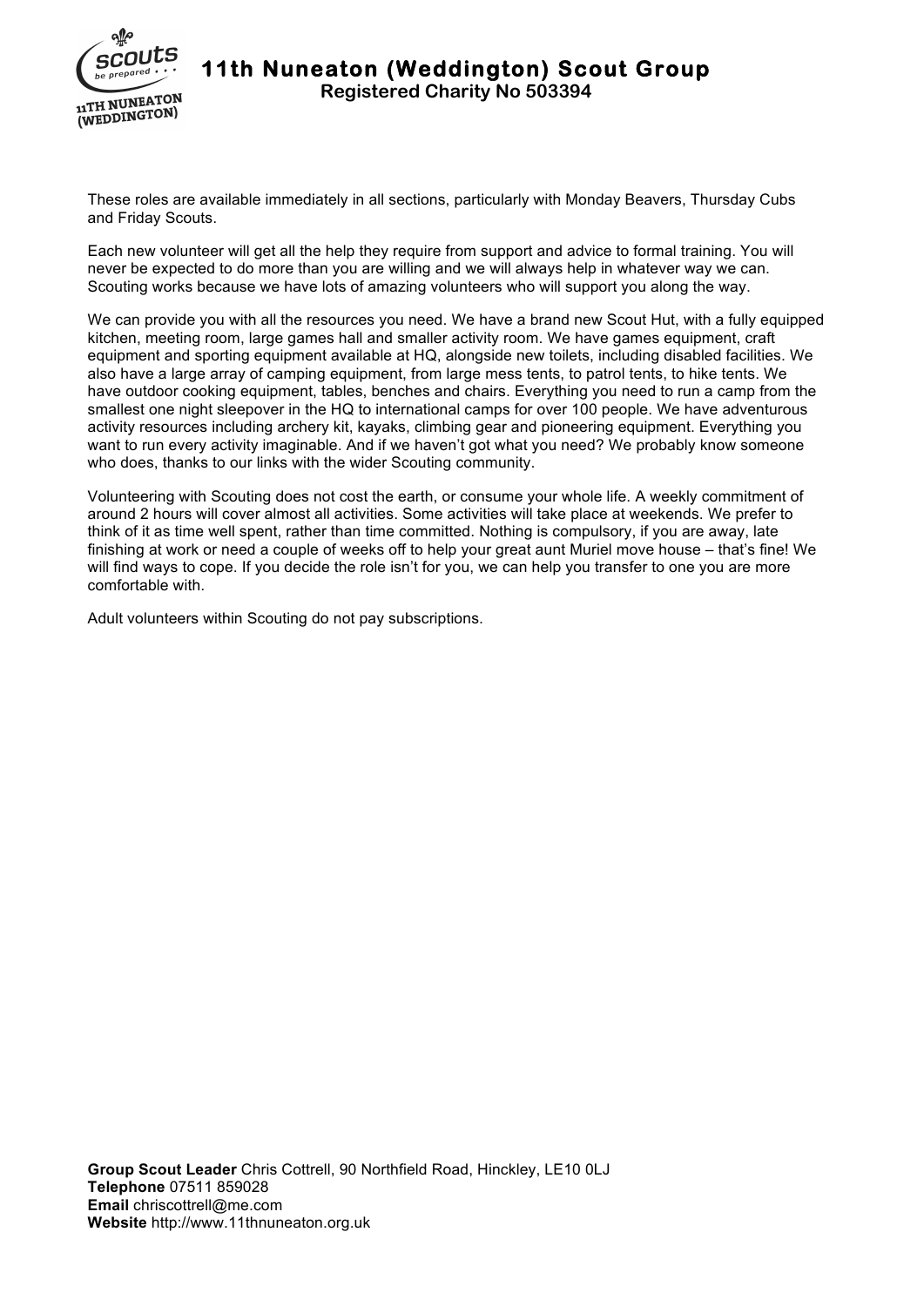# 11th Nuneaton (Weddington) Scout Group

**Registered Charity No 503394**

These roles are available immediately in all sections, particularly with Monday Beavers, Thursday Cubs and Friday Scouts.

Each new volunteer will get all the help they require from support and advice to formal training. You will never be expected to do more than you are willing and we will always help in whatever way we can. Scouting works because we have lots of amazing volunteers who will support you along the way.

We can provide you with all the resources you need. We have a brand new Scout Hut, with a fully equipped kitchen, meeting room, large games hall and smaller activity room. We have games equipment, craft equipment and sporting equipment available at HQ, alongside new toilets, including disabled facilities. We also have a large array of camping equipment, from large mess tents, to patrol tents, to hike tents. We have outdoor cooking equipment, tables, benches and chairs. Everything you need to run a camp from the smallest one night sleepover in the HQ to international camps for over 100 people. We have adventurous activity resources including archery kit, kayaks, climbing gear and pioneering equipment. Everything you want to run every activity imaginable. And if we haven't got what you need? We probably know someone who does, thanks to our links with the wider Scouting community.

Volunteering with Scouting does not cost the earth, or consume your whole life. A weekly commitment of around 2 hours will cover almost all activities. Some activities will take place at weekends. We prefer to think of it as time well spent, rather than time committed. Nothing is compulsory, if you are away, late finishing at work or need a couple of weeks off to help your great aunt Muriel move house – that's fine! We will find ways to cope. If you decide the role isn't for you, we can help you transfer to one you are more comfortable with.

Adult volunteers within Scouting do not pay subscriptions.

**Group Scout Leader** Chris Cottrell, 90 Northfield Road, Hinckley, LE10 0LJ
**Telephone** 07511 859028
**Email** chriscottrell@me.com
**Website** http://www.11thnuneaton.org.uk